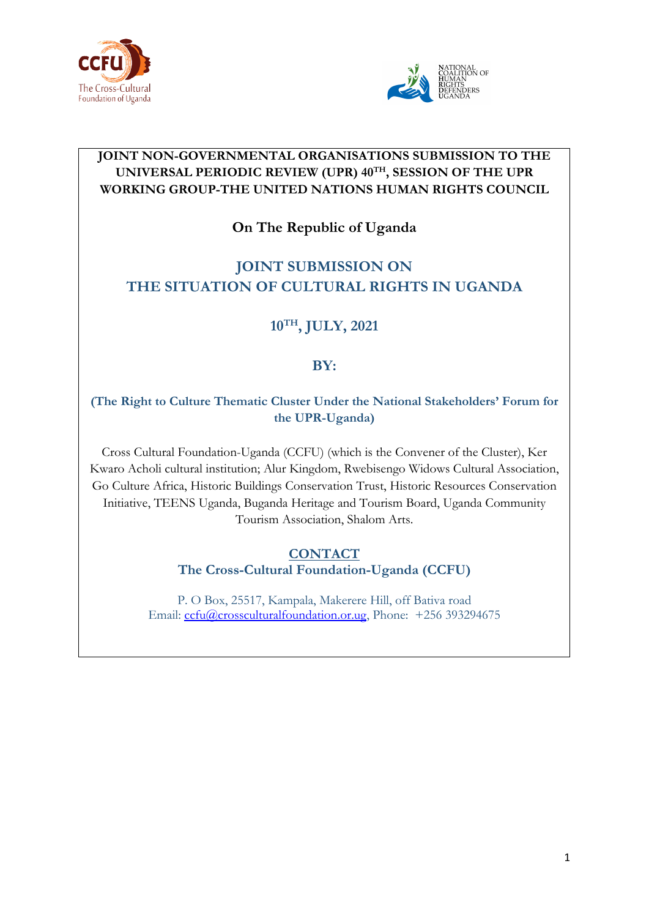**JOINT NON-GOVERNMENTAL ORGANISATIONS SUBMISSION TO THE UNIVERSAL PERIODIC REVIEW (UPR) 40TH, SESSION OF THE UPR WORKING GROUP-THE UNITED NATIONS HUMAN RIGHTS COUNCIL**

**On The Republic of Uganda**

# JOINT SUBMISSION ON THE SITUATION OF CULTURAL RIGHTS IN UGANDA

## 10TH, JULY, 2021

**BY:**

**(The Right to Culture Thematic Cluster Under the National Stakeholders' Forum for the UPR-Uganda)**

Cross Cultural Foundation-Uganda (CCFU) (which is the Convener of the Cluster), Ker Kwaro Acholi cultural institution; Alur Kingdom, Rwebisengo Widows Cultural Association, Go Culture Africa, Historic Buildings Conservation Trust, Historic Resources Conservation Initiative, TEENS Uganda, Buganda Heritage and Tourism Board, Uganda Community Tourism Association, Shalom Arts.

**CONTACT**

**The Cross-Cultural Foundation-Uganda (CCFU)**

P. O Box, 25517, Kampala, Makerere Hill, off Bativa road
Email: ccfu@crossculturalfoundation.or.ug, Phone: +256 393294675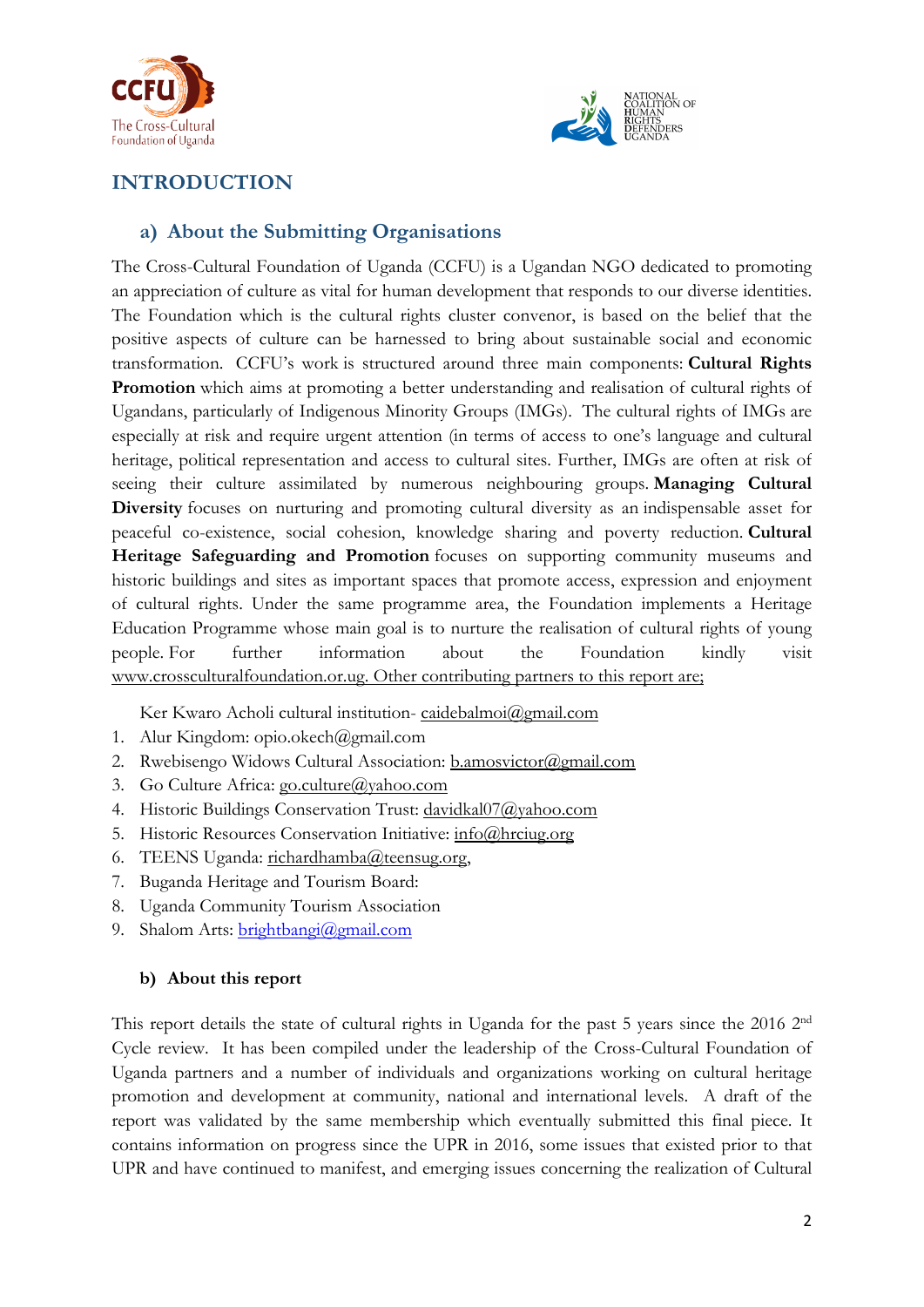## INTRODUCTION

### a) About the Submitting Organisations

The Cross-Cultural Foundation of Uganda (CCFU) is a Ugandan NGO dedicated to promoting an appreciation of culture as vital for human development that responds to our diverse identities. The Foundation which is the cultural rights cluster convenor, is based on the belief that the positive aspects of culture can be harnessed to bring about sustainable social and economic transformation. CCFU's work is structured around three main components: **Cultural Rights Promotion** which aims at promoting a better understanding and realisation of cultural rights of Ugandans, particularly of Indigenous Minority Groups (IMGs). The cultural rights of IMGs are especially at risk and require urgent attention (in terms of access to one's language and cultural heritage, political representation and access to cultural sites. Further, IMGs are often at risk of seeing their culture assimilated by numerous neighbouring groups. **Managing Cultural Diversity** focuses on nurturing and promoting cultural diversity as an indispensable asset for peaceful co-existence, social cohesion, knowledge sharing and poverty reduction. **Cultural Heritage Safeguarding and Promotion** focuses on supporting community museums and historic buildings and sites as important spaces that promote access, expression and enjoyment of cultural rights. Under the same programme area, the Foundation implements a Heritage Education Programme whose main goal is to nurture the realisation of cultural rights of young people. For further information about the Foundation kindly visit www.crossculturalfoundation.or.ug. Other contributing partners to this report are;

Ker Kwaro Acholi cultural institution- caidebalmoi@gmail.com

1. Alur Kingdom: opio.okech@gmail.com
2. Rwebisengo Widows Cultural Association: b.amosvictor@gmail.com
3. Go Culture Africa: go.culture@yahoo.com
4. Historic Buildings Conservation Trust: davidkal07@yahoo.com
5. Historic Resources Conservation Initiative: info@hrciug.org
6. TEENS Uganda: richardhamba@teensug.org,
7. Buganda Heritage and Tourism Board:
8. Uganda Community Tourism Association
9. Shalom Arts: brightbangi@gmail.com

### b) About this report

This report details the state of cultural rights in Uganda for the past 5 years since the 2016 2nd Cycle review. It has been compiled under the leadership of the Cross-Cultural Foundation of Uganda partners and a number of individuals and organizations working on cultural heritage promotion and development at community, national and international levels. A draft of the report was validated by the same membership which eventually submitted this final piece. It contains information on progress since the UPR in 2016, some issues that existed prior to that UPR and have continued to manifest, and emerging issues concerning the realization of Cultural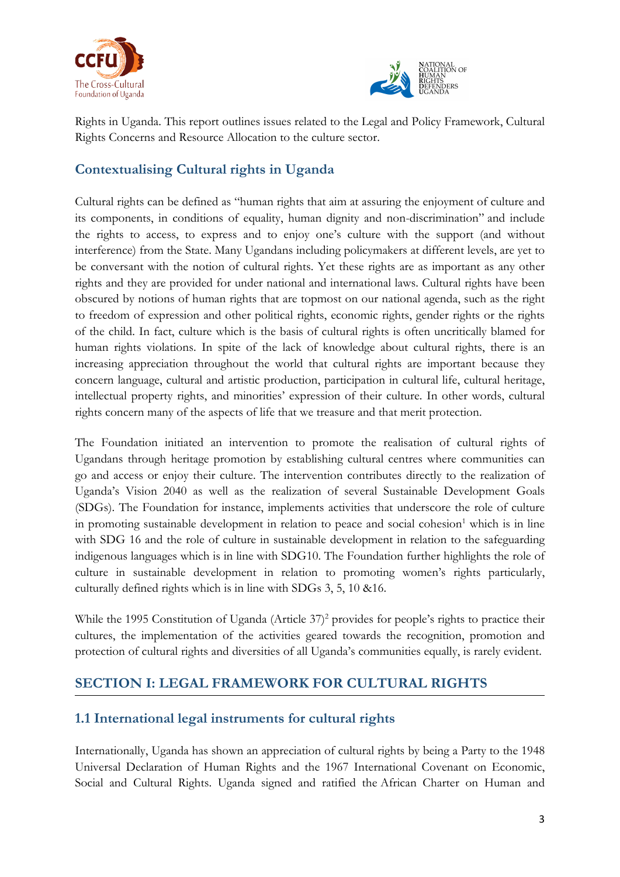Rights in Uganda. This report outlines issues related to the Legal and Policy Framework, Cultural Rights Concerns and Resource Allocation to the culture sector.

## Contextualising Cultural rights in Uganda

Cultural rights can be defined as "human rights that aim at assuring the enjoyment of culture and its components, in conditions of equality, human dignity and non-discrimination" and include the rights to access, to express and to enjoy one's culture with the support (and without interference) from the State. Many Ugandans including policymakers at different levels, are yet to be conversant with the notion of cultural rights. Yet these rights are as important as any other rights and they are provided for under national and international laws. Cultural rights have been obscured by notions of human rights that are topmost on our national agenda, such as the right to freedom of expression and other political rights, economic rights, gender rights or the rights of the child. In fact, culture which is the basis of cultural rights is often uncritically blamed for human rights violations. In spite of the lack of knowledge about cultural rights, there is an increasing appreciation throughout the world that cultural rights are important because they concern language, cultural and artistic production, participation in cultural life, cultural heritage, intellectual property rights, and minorities' expression of their culture. In other words, cultural rights concern many of the aspects of life that we treasure and that merit protection.

The Foundation initiated an intervention to promote the realisation of cultural rights of Ugandans through heritage promotion by establishing cultural centres where communities can go and access or enjoy their culture. The intervention contributes directly to the realization of Uganda's Vision 2040 as well as the realization of several Sustainable Development Goals (SDGs). The Foundation for instance, implements activities that underscore the role of culture in promoting sustainable development in relation to peace and social cohesion[1] which is in line with SDG 16 and the role of culture in sustainable development in relation to the safeguarding indigenous languages which is in line with SDG10. The Foundation further highlights the role of culture in sustainable development in relation to promoting women's rights particularly, culturally defined rights which is in line with SDGs 3, 5, 10 &16.

While the 1995 Constitution of Uganda (Article 37)[2] provides for people's rights to practice their cultures, the implementation of the activities geared towards the recognition, promotion and protection of cultural rights and diversities of all Uganda's communities equally, is rarely evident.

## SECTION I: LEGAL FRAMEWORK FOR CULTURAL RIGHTS

### 1.1 International legal instruments for cultural rights

Internationally, Uganda has shown an appreciation of cultural rights by being a Party to the 1948 Universal Declaration of Human Rights and the 1967 International Covenant on Economic, Social and Cultural Rights. Uganda signed and ratified the African Charter on Human and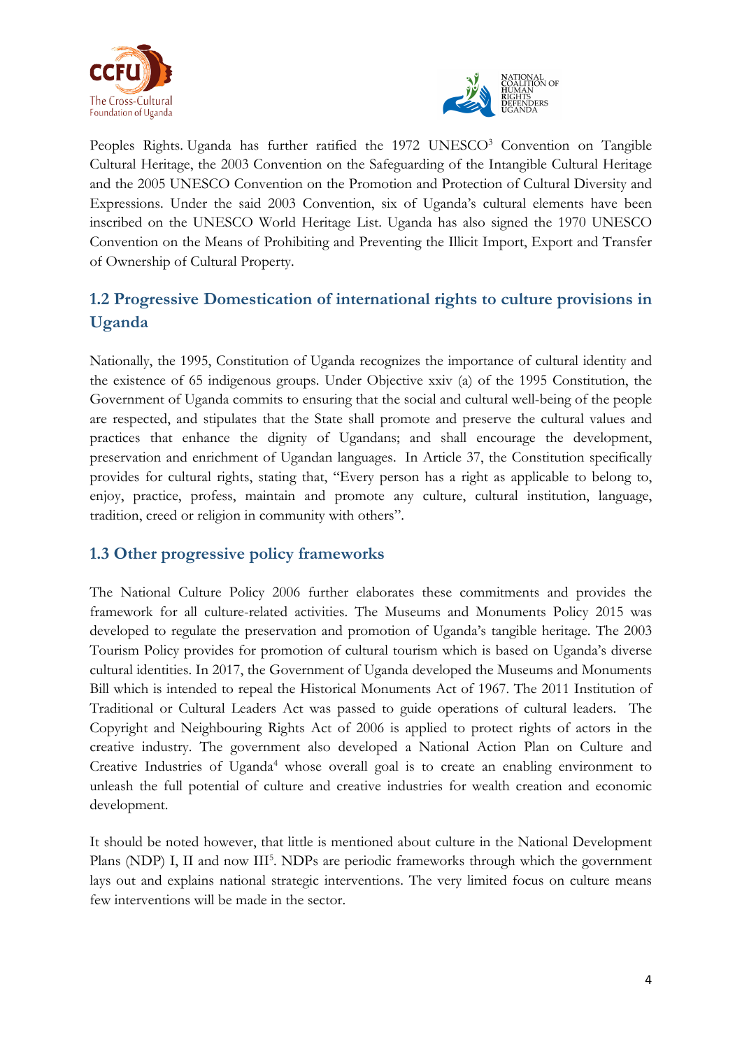Peoples Rights. Uganda has further ratified the 1972 UNESCO[3] Convention on Tangible Cultural Heritage, the 2003 Convention on the Safeguarding of the Intangible Cultural Heritage and the 2005 UNESCO Convention on the Promotion and Protection of Cultural Diversity and Expressions. Under the said 2003 Convention, six of Uganda's cultural elements have been inscribed on the UNESCO World Heritage List. Uganda has also signed the 1970 UNESCO Convention on the Means of Prohibiting and Preventing the Illicit Import, Export and Transfer of Ownership of Cultural Property.

## 1.2 Progressive Domestication of international rights to culture provisions in Uganda

Nationally, the 1995, Constitution of Uganda recognizes the importance of cultural identity and the existence of 65 indigenous groups. Under Objective xxiv (a) of the 1995 Constitution, the Government of Uganda commits to ensuring that the social and cultural well-being of the people are respected, and stipulates that the State shall promote and preserve the cultural values and practices that enhance the dignity of Ugandans; and shall encourage the development, preservation and enrichment of Ugandan languages. In Article 37, the Constitution specifically provides for cultural rights, stating that, "Every person has a right as applicable to belong to, enjoy, practice, profess, maintain and promote any culture, cultural institution, language, tradition, creed or religion in community with others".

## 1.3 Other progressive policy frameworks

The National Culture Policy 2006 further elaborates these commitments and provides the framework for all culture-related activities. The Museums and Monuments Policy 2015 was developed to regulate the preservation and promotion of Uganda's tangible heritage. The 2003 Tourism Policy provides for promotion of cultural tourism which is based on Uganda's diverse cultural identities. In 2017, the Government of Uganda developed the Museums and Monuments Bill which is intended to repeal the Historical Monuments Act of 1967. The 2011 Institution of Traditional or Cultural Leaders Act was passed to guide operations of cultural leaders. The Copyright and Neighbouring Rights Act of 2006 is applied to protect rights of actors in the creative industry. The government also developed a National Action Plan on Culture and Creative Industries of Uganda[4] whose overall goal is to create an enabling environment to unleash the full potential of culture and creative industries for wealth creation and economic development.

It should be noted however, that little is mentioned about culture in the National Development Plans (NDP) I, II and now III[5]. NDPs are periodic frameworks through which the government lays out and explains national strategic interventions. The very limited focus on culture means few interventions will be made in the sector.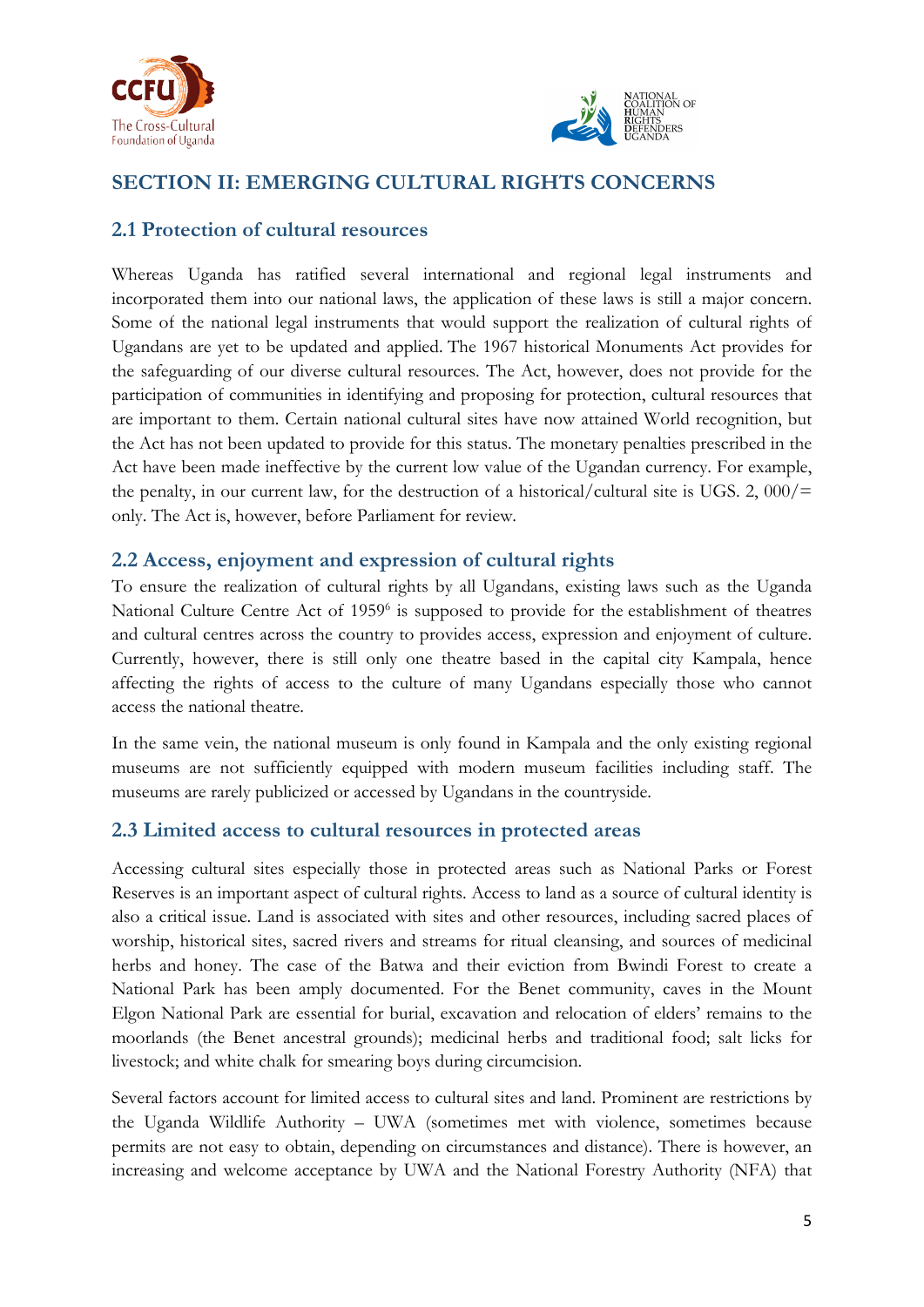## SECTION II: EMERGING CULTURAL RIGHTS CONCERNS

### 2.1 Protection of cultural resources

Whereas Uganda has ratified several international and regional legal instruments and incorporated them into our national laws, the application of these laws is still a major concern. Some of the national legal instruments that would support the realization of cultural rights of Ugandans are yet to be updated and applied. The 1967 historical Monuments Act provides for the safeguarding of our diverse cultural resources. The Act, however, does not provide for the participation of communities in identifying and proposing for protection, cultural resources that are important to them. Certain national cultural sites have now attained World recognition, but the Act has not been updated to provide for this status. The monetary penalties prescribed in the Act have been made ineffective by the current low value of the Ugandan currency. For example, the penalty, in our current law, for the destruction of a historical/cultural site is UGS. 2, 000/= only. The Act is, however, before Parliament for review.

### 2.2 Access, enjoyment and expression of cultural rights

To ensure the realization of cultural rights by all Ugandans, existing laws such as the Uganda National Culture Centre Act of 1959[6] is supposed to provide for the establishment of theatres and cultural centres across the country to provides access, expression and enjoyment of culture. Currently, however, there is still only one theatre based in the capital city Kampala, hence affecting the rights of access to the culture of many Ugandans especially those who cannot access the national theatre.

In the same vein, the national museum is only found in Kampala and the only existing regional museums are not sufficiently equipped with modern museum facilities including staff. The museums are rarely publicized or accessed by Ugandans in the countryside.

### 2.3 Limited access to cultural resources in protected areas

Accessing cultural sites especially those in protected areas such as National Parks or Forest Reserves is an important aspect of cultural rights. Access to land as a source of cultural identity is also a critical issue. Land is associated with sites and other resources, including sacred places of worship, historical sites, sacred rivers and streams for ritual cleansing, and sources of medicinal herbs and honey. The case of the Batwa and their eviction from Bwindi Forest to create a National Park has been amply documented. For the Benet community, caves in the Mount Elgon National Park are essential for burial, excavation and relocation of elders' remains to the moorlands (the Benet ancestral grounds); medicinal herbs and traditional food; salt licks for livestock; and white chalk for smearing boys during circumcision.

Several factors account for limited access to cultural sites and land. Prominent are restrictions by the Uganda Wildlife Authority – UWA (sometimes met with violence, sometimes because permits are not easy to obtain, depending on circumstances and distance). There is however, an increasing and welcome acceptance by UWA and the National Forestry Authority (NFA) that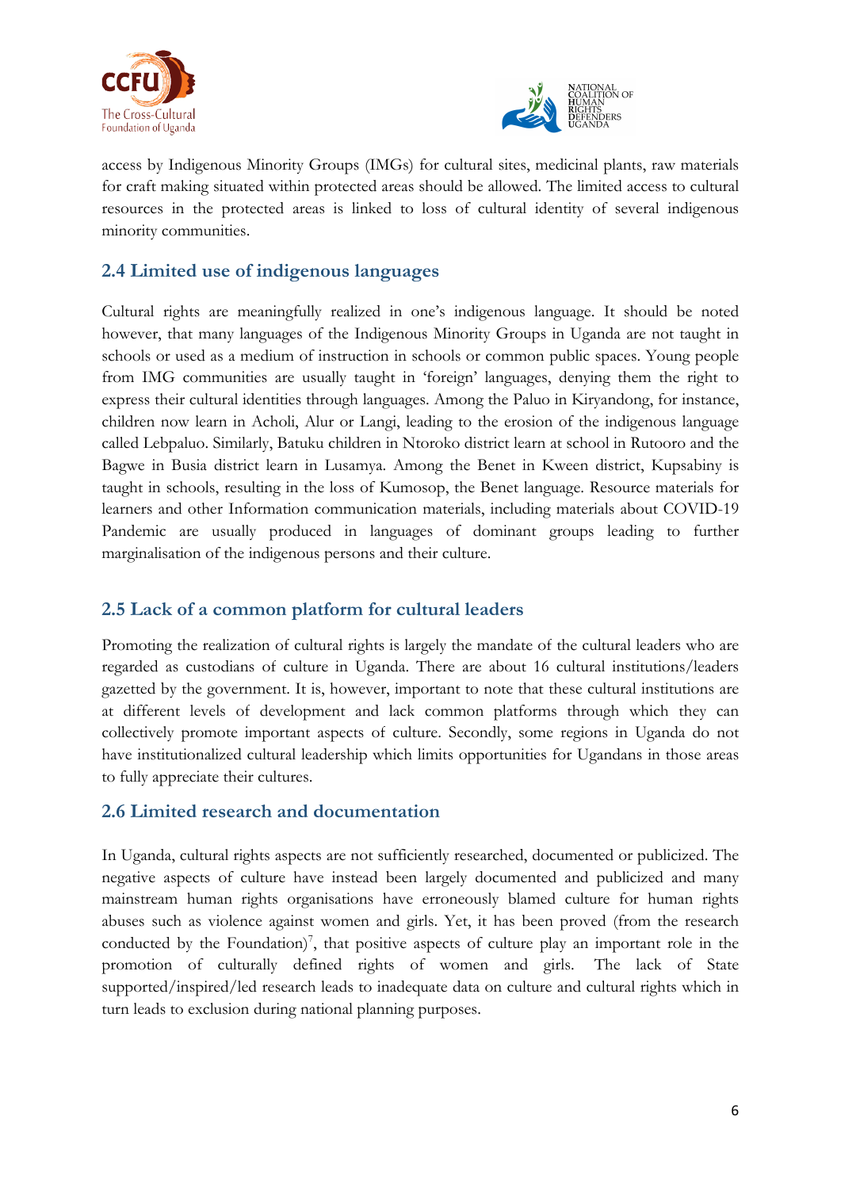access by Indigenous Minority Groups (IMGs) for cultural sites, medicinal plants, raw materials for craft making situated within protected areas should be allowed. The limited access to cultural resources in the protected areas is linked to loss of cultural identity of several indigenous minority communities.

## 2.4 Limited use of indigenous languages

Cultural rights are meaningfully realized in one's indigenous language. It should be noted however, that many languages of the Indigenous Minority Groups in Uganda are not taught in schools or used as a medium of instruction in schools or common public spaces. Young people from IMG communities are usually taught in 'foreign' languages, denying them the right to express their cultural identities through languages. Among the Paluo in Kiryandong, for instance, children now learn in Acholi, Alur or Langi, leading to the erosion of the indigenous language called Lebpaluo. Similarly, Batuku children in Ntoroko district learn at school in Rutooro and the Bagwe in Busia district learn in Lusamya. Among the Benet in Kween district, Kupsabiny is taught in schools, resulting in the loss of Kumosop, the Benet language. Resource materials for learners and other Information communication materials, including materials about COVID-19 Pandemic are usually produced in languages of dominant groups leading to further marginalisation of the indigenous persons and their culture.

## 2.5 Lack of a common platform for cultural leaders

Promoting the realization of cultural rights is largely the mandate of the cultural leaders who are regarded as custodians of culture in Uganda. There are about 16 cultural institutions/leaders gazetted by the government. It is, however, important to note that these cultural institutions are at different levels of development and lack common platforms through which they can collectively promote important aspects of culture. Secondly, some regions in Uganda do not have institutionalized cultural leadership which limits opportunities for Ugandans in those areas to fully appreciate their cultures.

## 2.6 Limited research and documentation

In Uganda, cultural rights aspects are not sufficiently researched, documented or publicized. The negative aspects of culture have instead been largely documented and publicized and many mainstream human rights organisations have erroneously blamed culture for human rights abuses such as violence against women and girls. Yet, it has been proved (from the research conducted by the Foundation)[7], that positive aspects of culture play an important role in the promotion of culturally defined rights of women and girls. The lack of State supported/inspired/led research leads to inadequate data on culture and cultural rights which in turn leads to exclusion during national planning purposes.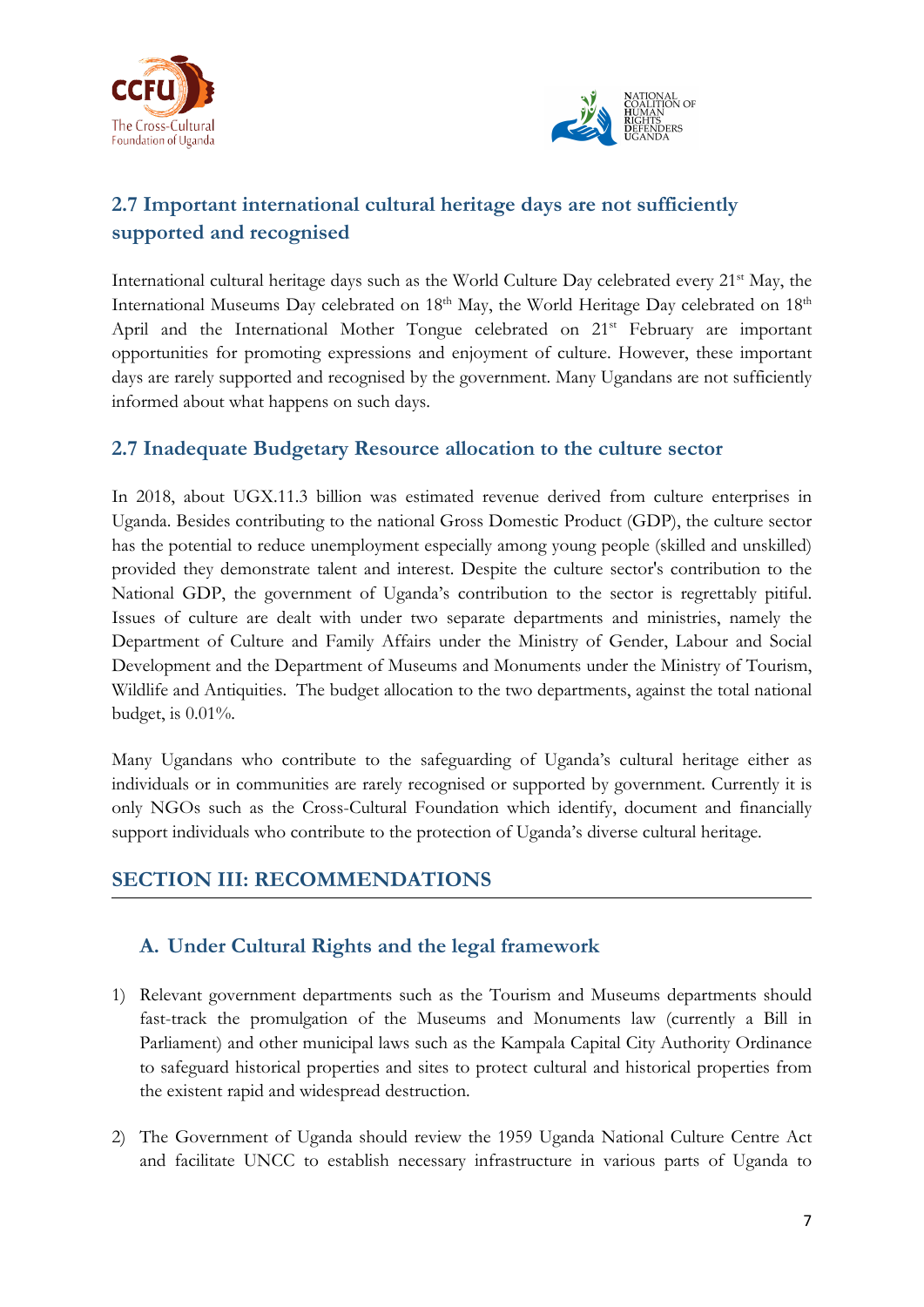## 2.7 Important international cultural heritage days are not sufficiently supported and recognised

International cultural heritage days such as the World Culture Day celebrated every 21st May, the International Museums Day celebrated on 18th May, the World Heritage Day celebrated on 18th April and the International Mother Tongue celebrated on 21st February are important opportunities for promoting expressions and enjoyment of culture. However, these important days are rarely supported and recognised by the government. Many Ugandans are not sufficiently informed about what happens on such days.

## 2.7 Inadequate Budgetary Resource allocation to the culture sector

In 2018, about UGX.11.3 billion was estimated revenue derived from culture enterprises in Uganda. Besides contributing to the national Gross Domestic Product (GDP), the culture sector has the potential to reduce unemployment especially among young people (skilled and unskilled) provided they demonstrate talent and interest. Despite the culture sector's contribution to the National GDP, the government of Uganda's contribution to the sector is regrettably pitiful. Issues of culture are dealt with under two separate departments and ministries, namely the Department of Culture and Family Affairs under the Ministry of Gender, Labour and Social Development and the Department of Museums and Monuments under the Ministry of Tourism, Wildlife and Antiquities. The budget allocation to the two departments, against the total national budget, is 0.01%.

Many Ugandans who contribute to the safeguarding of Uganda's cultural heritage either as individuals or in communities are rarely recognised or supported by government. Currently it is only NGOs such as the Cross-Cultural Foundation which identify, document and financially support individuals who contribute to the protection of Uganda's diverse cultural heritage.

# SECTION III: RECOMMENDATIONS

## A. Under Cultural Rights and the legal framework

1) Relevant government departments such as the Tourism and Museums departments should fast-track the promulgation of the Museums and Monuments law (currently a Bill in Parliament) and other municipal laws such as the Kampala Capital City Authority Ordinance to safeguard historical properties and sites to protect cultural and historical properties from the existent rapid and widespread destruction.

2) The Government of Uganda should review the 1959 Uganda National Culture Centre Act and facilitate UNCC to establish necessary infrastructure in various parts of Uganda to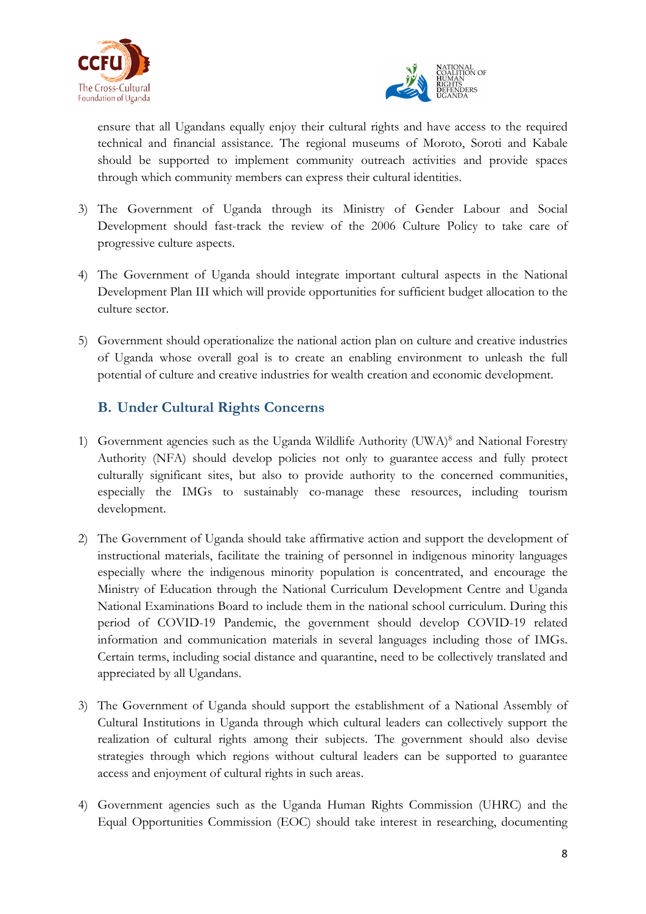ensure that all Ugandans equally enjoy their cultural rights and have access to the required technical and financial assistance. The regional museums of Moroto, Soroti and Kabale should be supported to implement community outreach activities and provide spaces through which community members can express their cultural identities.

3) The Government of Uganda through its Ministry of Gender Labour and Social Development should fast-track the review of the 2006 Culture Policy to take care of progressive culture aspects.

4) The Government of Uganda should integrate important cultural aspects in the National Development Plan III which will provide opportunities for sufficient budget allocation to the culture sector.

5) Government should operationalize the national action plan on culture and creative industries of Uganda whose overall goal is to create an enabling environment to unleash the full potential of culture and creative industries for wealth creation and economic development.

## B. Under Cultural Rights Concerns

1) Government agencies such as the Uganda Wildlife Authority (UWA)[8] and National Forestry Authority (NFA) should develop policies not only to guarantee access and fully protect culturally significant sites, but also to provide authority to the concerned communities, especially the IMGs to sustainably co-manage these resources, including tourism development.

2) The Government of Uganda should take affirmative action and support the development of instructional materials, facilitate the training of personnel in indigenous minority languages especially where the indigenous minority population is concentrated, and encourage the Ministry of Education through the National Curriculum Development Centre and Uganda National Examinations Board to include them in the national school curriculum. During this period of COVID-19 Pandemic, the government should develop COVID-19 related information and communication materials in several languages including those of IMGs. Certain terms, including social distance and quarantine, need to be collectively translated and appreciated by all Ugandans.

3) The Government of Uganda should support the establishment of a National Assembly of Cultural Institutions in Uganda through which cultural leaders can collectively support the realization of cultural rights among their subjects. The government should also devise strategies through which regions without cultural leaders can be supported to guarantee access and enjoyment of cultural rights in such areas.

4) Government agencies such as the Uganda Human Rights Commission (UHRC) and the Equal Opportunities Commission (EOC) should take interest in researching, documenting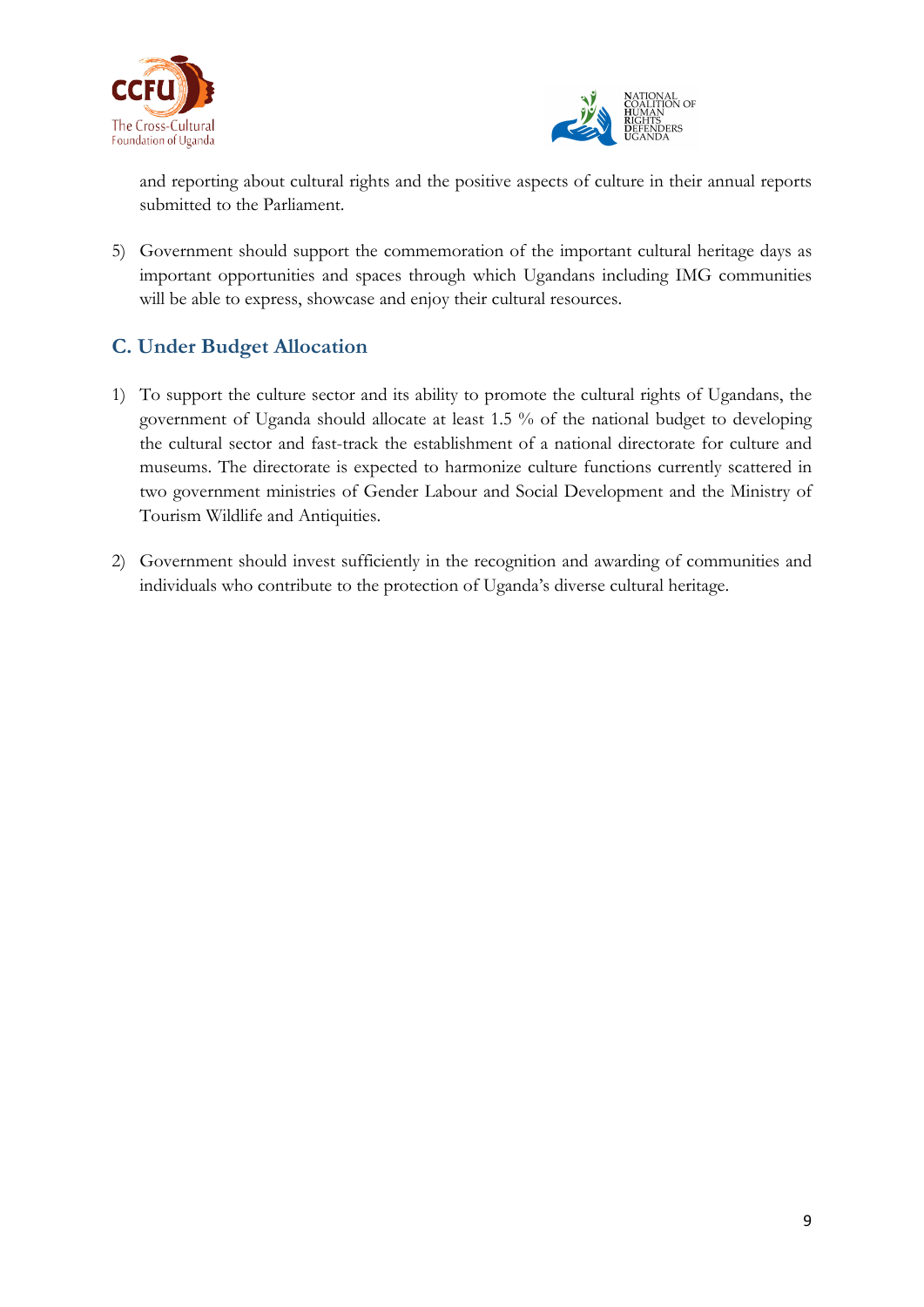and reporting about cultural rights and the positive aspects of culture in their annual reports submitted to the Parliament.

5) Government should support the commemoration of the important cultural heritage days as important opportunities and spaces through which Ugandans including IMG communities will be able to express, showcase and enjoy their cultural resources.

## C. Under Budget Allocation

1) To support the culture sector and its ability to promote the cultural rights of Ugandans, the government of Uganda should allocate at least 1.5 % of the national budget to developing the cultural sector and fast-track the establishment of a national directorate for culture and museums. The directorate is expected to harmonize culture functions currently scattered in two government ministries of Gender Labour and Social Development and the Ministry of Tourism Wildlife and Antiquities.

2) Government should invest sufficiently in the recognition and awarding of communities and individuals who contribute to the protection of Uganda's diverse cultural heritage.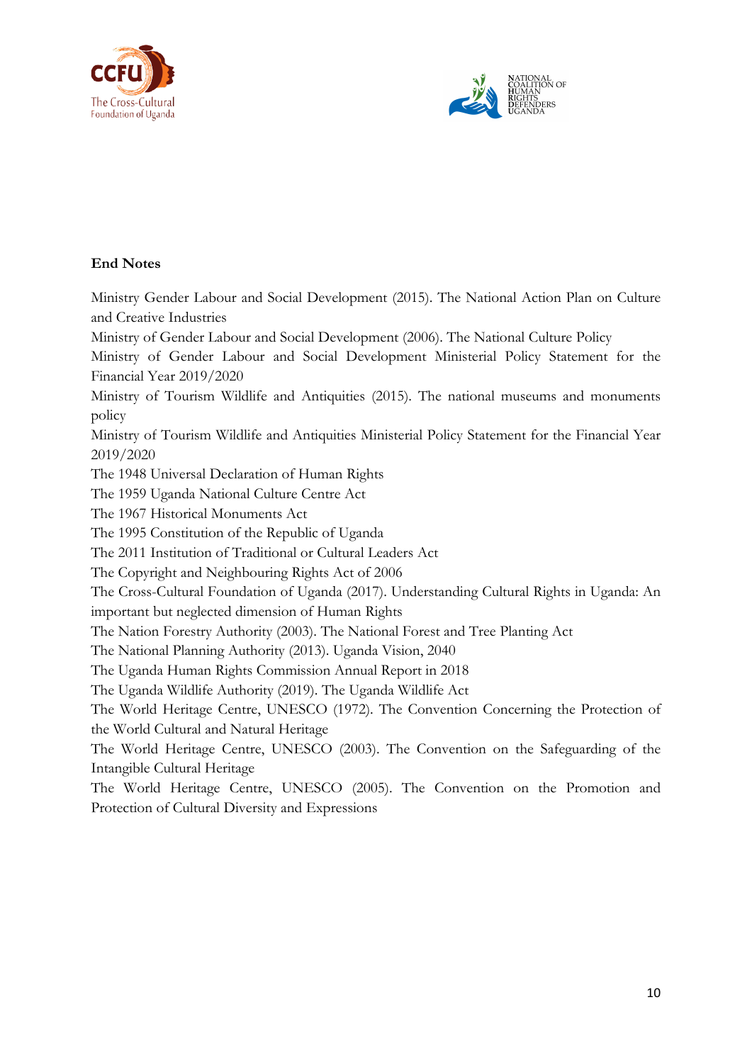**End Notes**

Ministry Gender Labour and Social Development (2015). The National Action Plan on Culture and Creative Industries

Ministry of Gender Labour and Social Development (2006). The National Culture Policy

Ministry of Gender Labour and Social Development Ministerial Policy Statement for the Financial Year 2019/2020

Ministry of Tourism Wildlife and Antiquities (2015). The national museums and monuments policy

Ministry of Tourism Wildlife and Antiquities Ministerial Policy Statement for the Financial Year 2019/2020

The 1948 Universal Declaration of Human Rights

The 1959 Uganda National Culture Centre Act

The 1967 Historical Monuments Act

The 1995 Constitution of the Republic of Uganda

The 2011 Institution of Traditional or Cultural Leaders Act

The Copyright and Neighbouring Rights Act of 2006

The Cross-Cultural Foundation of Uganda (2017). Understanding Cultural Rights in Uganda: An important but neglected dimension of Human Rights

The Nation Forestry Authority (2003). The National Forest and Tree Planting Act

The National Planning Authority (2013). Uganda Vision, 2040

The Uganda Human Rights Commission Annual Report in 2018

The Uganda Wildlife Authority (2019). The Uganda Wildlife Act

The World Heritage Centre, UNESCO (1972). The Convention Concerning the Protection of the World Cultural and Natural Heritage

The World Heritage Centre, UNESCO (2003). The Convention on the Safeguarding of the Intangible Cultural Heritage

The World Heritage Centre, UNESCO (2005). The Convention on the Promotion and Protection of Cultural Diversity and Expressions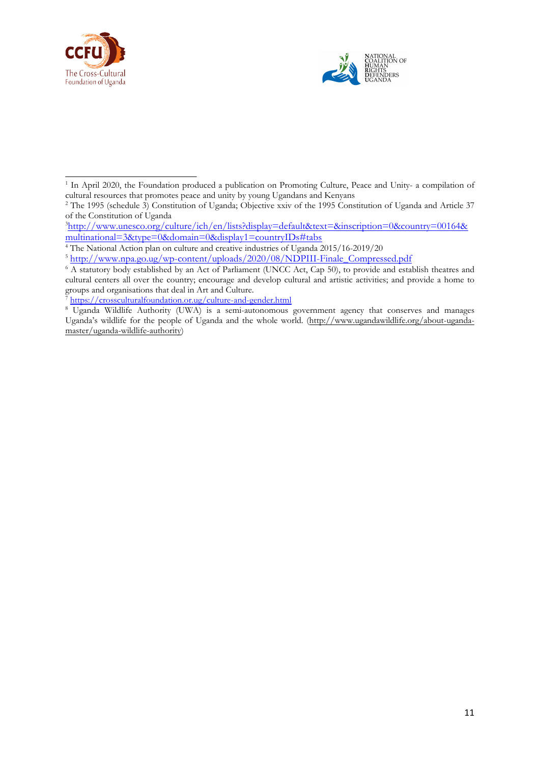[1] In April 2020, the Foundation produced a publication on Promoting Culture, Peace and Unity- a compilation of cultural resources that promotes peace and unity by young Ugandans and Kenyans

[2] The 1995 (schedule 3) Constitution of Uganda; Objective xxiv of the 1995 Constitution of Uganda and Article 37 of the Constitution of Uganda

[3] http://www.unesco.org/culture/ich/en/lists?display=default&text=&inscription=0&country=00164&multinational=3&type=0&domain=0&display1=countryIDs#tabs

[4] The National Action plan on culture and creative industries of Uganda 2015/16-2019/20

[5] http://www.npa.go.ug/wp-content/uploads/2020/08/NDPIII-Finale_Compressed.pdf

[6] A statutory body established by an Act of Parliament (UNCC Act, Cap 50), to provide and establish theatres and cultural centers all over the country; encourage and develop cultural and artistic activities; and provide a home to groups and organisations that deal in Art and Culture.

[7] https://crossculturalfoundation.or.ug/culture-and-gender.html

[8] Uganda Wildlife Authority (UWA) is a semi-autonomous government agency that conserves and manages Uganda's wildlife for the people of Uganda and the whole world. (http://www.ugandawildlife.org/about-uganda-master/uganda-wildlife-authority)